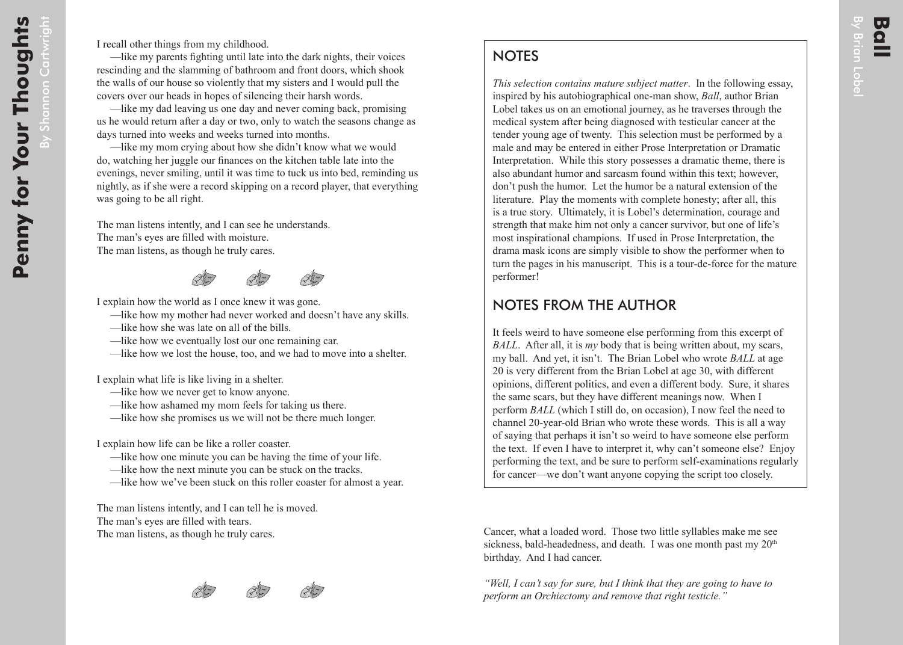I recall other things from my childhood.

—like my parents fighting until late into the dark nights, their voices rescinding and the slamming of bathroom and front doors, which shook the walls of our house so violently that my sisters and I would pull the covers over our heads in hopes of silencing their harsh words.

—like my dad leaving us one day and never coming back, promising us he would return after a day or two, only to watch the seasons change as days turned into weeks and weeks turned into months.

—like my mom crying about how she didn't know what we would do, watching her juggle our finances on the kitchen table late into the evenings, never smiling, until it was time to tuck us into bed, reminding us nightly, as if she were a record skipping on a record player, that everything was going to be all right.

The man listens intently, and I can see he understands.
The man's eyes are filled with moisture.
The man listens, as though he truly cares.

I explain how the world as I once knew it was gone.

—like how my mother had never worked and doesn't have any skills.
—like how she was late on all of the bills.
—like how we eventually lost our one remaining car.
—like how we lost the house, too, and we had to move into a shelter.

I explain what life is like living in a shelter.

—like how we never get to know anyone.
—like how ashamed my mom feels for taking us there.
—like how she promises us we will not be there much longer.

I explain how life can be like a roller coaster.

—like how one minute you can be having the time of your life.
—like how the next minute you can be stuck on the tracks.
—like how we've been stuck on this roller coaster for almost a year.

The man listens intently, and I can tell he is moved.
The man's eyes are filled with tears.
The man listens, as though he truly cares.

# Ball

By Brian Lobel

## NOTES

*This selection contains mature subject matter*. In the following essay, inspired by his autobiographical one-man show, *Ball*, author Brian Lobel takes us on an emotional journey, as he traverses through the medical system after being diagnosed with testicular cancer at the tender young age of twenty. This selection must be performed by a male and may be entered in either Prose Interpretation or Dramatic Interpretation. While this story possesses a dramatic theme, there is also abundant humor and sarcasm found within this text; however, don't push the humor. Let the humor be a natural extension of the literature. Play the moments with complete honesty; after all, this is a true story. Ultimately, it is Lobel's determination, courage and strength that make him not only a cancer survivor, but one of life's most inspirational champions. If used in Prose Interpretation, the drama mask icons are simply visible to show the performer when to turn the pages in his manuscript. This is a tour-de-force for the mature performer!

## NOTES FROM THE AUTHOR

It feels weird to have someone else performing from this excerpt of *BALL*. After all, it is *my* body that is being written about, my scars, my ball. And yet, it isn't. The Brian Lobel who wrote *BALL* at age 20 is very different from the Brian Lobel at age 30, with different opinions, different politics, and even a different body. Sure, it shares the same scars, but they have different meanings now. When I perform *BALL* (which I still do, on occasion), I now feel the need to channel 20-year-old Brian who wrote these words. This is all a way of saying that perhaps it isn't so weird to have someone else perform the text. If even I have to interpret it, why can't someone else? Enjoy performing the text, and be sure to perform self-examinations regularly for cancer—we don't want anyone copying the script too closely.

Cancer, what a loaded word. Those two little syllables make me see sickness, bald-headedness, and death. I was one month past my 20th birthday. And I had cancer.

*"Well, I can't say for sure, but I think that they are going to have to perform an Orchiectomy and remove that right testicle."*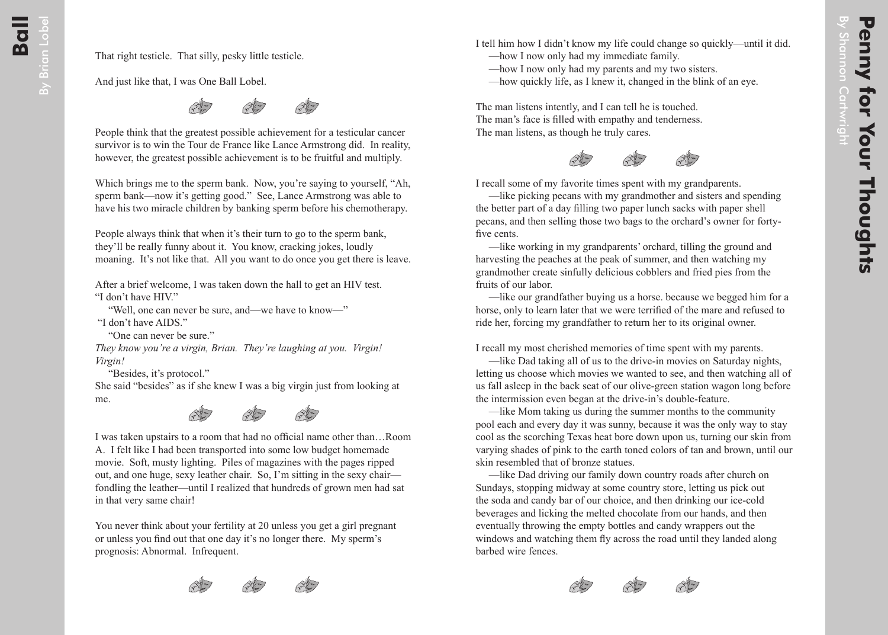That right testicle. That silly, pesky little testicle.

And just like that, I was One Ball Lobel.

People think that the greatest possible achievement for a testicular cancer survivor is to win the Tour de France like Lance Armstrong did. In reality, however, the greatest possible achievement is to be fruitful and multiply.

Which brings me to the sperm bank. Now, you're saying to yourself, "Ah, sperm bank—now it's getting good." See, Lance Armstrong was able to have his two miracle children by banking sperm before his chemotherapy.

People always think that when it's their turn to go to the sperm bank, they'll be really funny about it. You know, cracking jokes, loudly moaning. It's not like that. All you want to do once you get there is leave.

After a brief welcome, I was taken down the hall to get an HIV test.
"I don't have HIV."
"Well, one can never be sure, and—we have to know—"
"I don't have AIDS."
"One can never be sure."
*They know you're a virgin, Brian. They're laughing at you. Virgin! Virgin!*
"Besides, it's protocol."
She said "besides" as if she knew I was a big virgin just from looking at me.

I was taken upstairs to a room that had no official name other than…Room A. I felt like I had been transported into some low budget homemade movie. Soft, musty lighting. Piles of magazines with the pages ripped out, and one huge, sexy leather chair. So, I'm sitting in the sexy chair—fondling the leather—until I realized that hundreds of grown men had sat in that very same chair!

You never think about your fertility at 20 unless you get a girl pregnant or unless you find out that one day it's no longer there. My sperm's prognosis: Abnormal. Infrequent.

I tell him how I didn't know my life could change so quickly—until it did.
—how I now only had my immediate family.
—how I now only had my parents and my two sisters.
—how quickly life, as I knew it, changed in the blink of an eye.

The man listens intently, and I can tell he is touched.
The man's face is filled with empathy and tenderness.
The man listens, as though he truly cares.

I recall some of my favorite times spent with my grandparents.
—like picking pecans with my grandmother and sisters and spending the better part of a day filling two paper lunch sacks with paper shell pecans, and then selling those two bags to the orchard's owner for forty-five cents.
—like working in my grandparents' orchard, tilling the ground and harvesting the peaches at the peak of summer, and then watching my grandmother create sinfully delicious cobblers and fried pies from the fruits of our labor.
—like our grandfather buying us a horse. because we begged him for a horse, only to learn later that we were terrified of the mare and refused to ride her, forcing my grandfather to return her to its original owner.

I recall my most cherished memories of time spent with my parents.
—like Dad taking all of us to the drive-in movies on Saturday nights, letting us choose which movies we wanted to see, and then watching all of us fall asleep in the back seat of our olive-green station wagon long before the intermission even began at the drive-in's double-feature.
—like Mom taking us during the summer months to the community pool each and every day it was sunny, because it was the only way to stay cool as the scorching Texas heat bore down upon us, turning our skin from varying shades of pink to the earth toned colors of tan and brown, until our skin resembled that of bronze statues.
—like Dad driving our family down country roads after church on Sundays, stopping midway at some country store, letting us pick out the soda and candy bar of our choice, and then drinking our ice-cold beverages and licking the melted chocolate from our hands, and then eventually throwing the empty bottles and candy wrappers out the windows and watching them fly across the road until they landed along barbed wire fences.